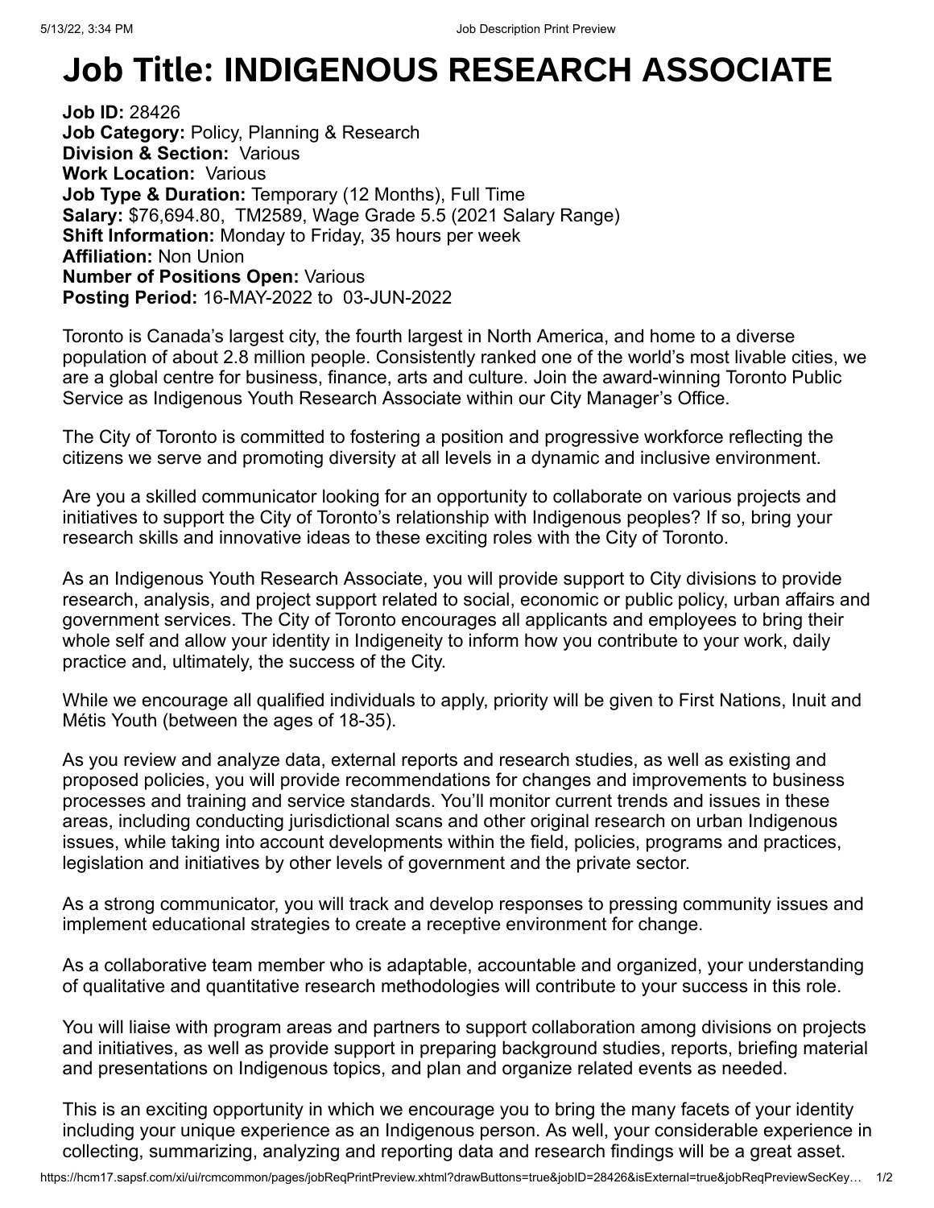# Job Title: INDIGENOUS RESEARCH ASSOCIATE

**Job ID:** 28426
**Job Category:** Policy, Planning & Research
**Division & Section:** Various
**Work Location:** Various
**Job Type & Duration:** Temporary (12 Months), Full Time
**Salary:** $76,694.80, TM2589, Wage Grade 5.5 (2021 Salary Range)
**Shift Information:** Monday to Friday, 35 hours per week
**Affiliation:** Non Union
**Number of Positions Open:** Various
**Posting Period:** 16-MAY-2022 to 03-JUN-2022

Toronto is Canada's largest city, the fourth largest in North America, and home to a diverse population of about 2.8 million people. Consistently ranked one of the world's most livable cities, we are a global centre for business, finance, arts and culture. Join the award-winning Toronto Public Service as Indigenous Youth Research Associate within our City Manager's Office.

The City of Toronto is committed to fostering a position and progressive workforce reflecting the citizens we serve and promoting diversity at all levels in a dynamic and inclusive environment.

Are you a skilled communicator looking for an opportunity to collaborate on various projects and initiatives to support the City of Toronto's relationship with Indigenous peoples? If so, bring your research skills and innovative ideas to these exciting roles with the City of Toronto.

As an Indigenous Youth Research Associate, you will provide support to City divisions to provide research, analysis, and project support related to social, economic or public policy, urban affairs and government services. The City of Toronto encourages all applicants and employees to bring their whole self and allow your identity in Indigeneity to inform how you contribute to your work, daily practice and, ultimately, the success of the City.

While we encourage all qualified individuals to apply, priority will be given to First Nations, Inuit and Métis Youth (between the ages of 18-35).

As you review and analyze data, external reports and research studies, as well as existing and proposed policies, you will provide recommendations for changes and improvements to business processes and training and service standards. You'll monitor current trends and issues in these areas, including conducting jurisdictional scans and other original research on urban Indigenous issues, while taking into account developments within the field, policies, programs and practices, legislation and initiatives by other levels of government and the private sector.

As a strong communicator, you will track and develop responses to pressing community issues and implement educational strategies to create a receptive environment for change.

As a collaborative team member who is adaptable, accountable and organized, your understanding of qualitative and quantitative research methodologies will contribute to your success in this role.

You will liaise with program areas and partners to support collaboration among divisions on projects and initiatives, as well as provide support in preparing background studies, reports, briefing material and presentations on Indigenous topics, and plan and organize related events as needed.

This is an exciting opportunity in which we encourage you to bring the many facets of your identity including your unique experience as an Indigenous person. As well, your considerable experience in collecting, summarizing, analyzing and reporting data and research findings will be a great asset.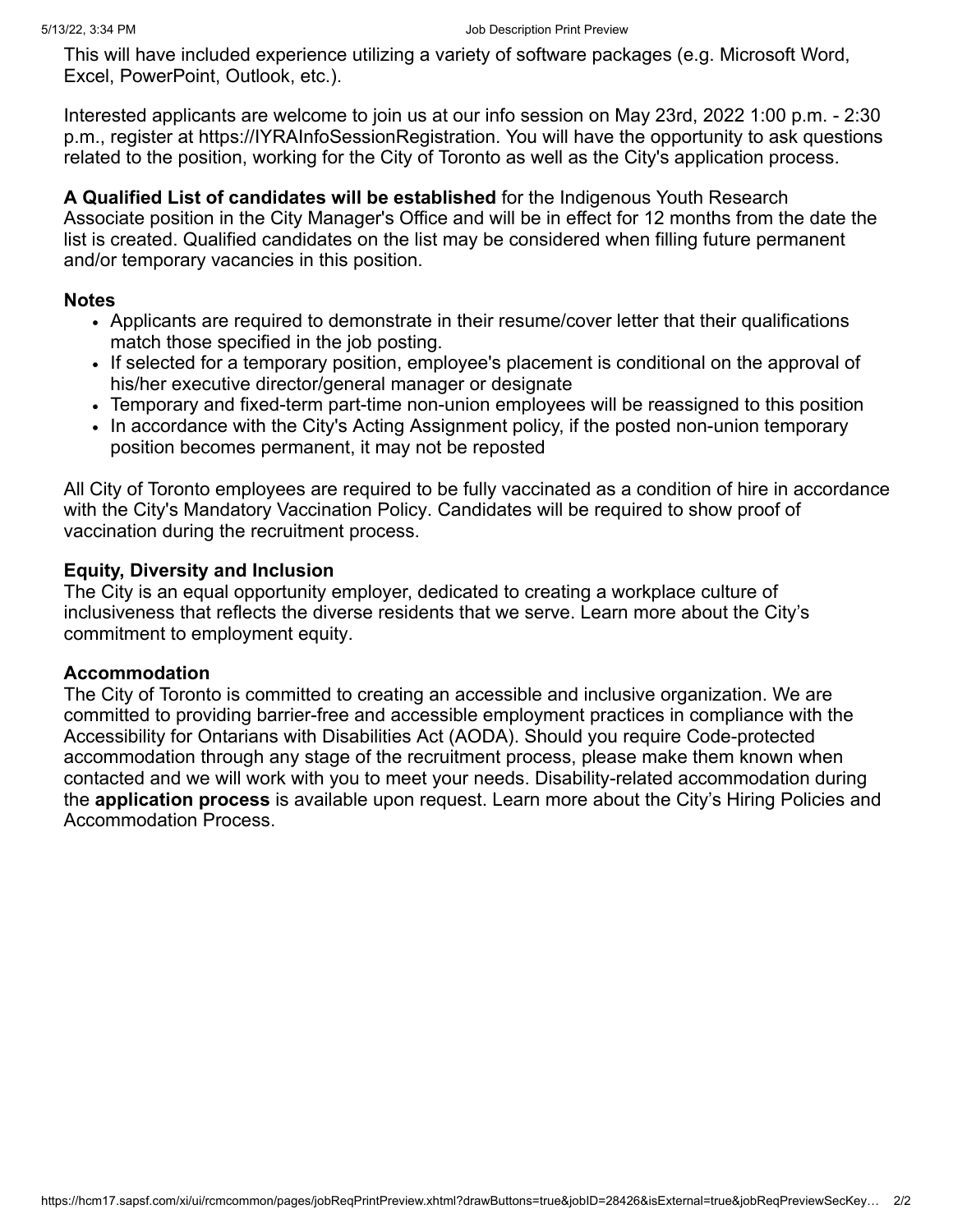This will have included experience utilizing a variety of software packages (e.g. Microsoft Word, Excel, PowerPoint, Outlook, etc.).

Interested applicants are welcome to join us at our info session on May 23rd, 2022 1:00 p.m. - 2:30 p.m., register at https://IYRAInfoSessionRegistration. You will have the opportunity to ask questions related to the position, working for the City of Toronto as well as the City's application process.

**A Qualified List of candidates will be established** for the Indigenous Youth Research Associate position in the City Manager's Office and will be in effect for 12 months from the date the list is created. Qualified candidates on the list may be considered when filling future permanent and/or temporary vacancies in this position.

**Notes**

- Applicants are required to demonstrate in their resume/cover letter that their qualifications match those specified in the job posting.
- If selected for a temporary position, employee's placement is conditional on the approval of his/her executive director/general manager or designate
- Temporary and fixed-term part-time non-union employees will be reassigned to this position
- In accordance with the City's Acting Assignment policy, if the posted non-union temporary position becomes permanent, it may not be reposted

All City of Toronto employees are required to be fully vaccinated as a condition of hire in accordance with the City's Mandatory Vaccination Policy. Candidates will be required to show proof of vaccination during the recruitment process.

**Equity, Diversity and Inclusion**
The City is an equal opportunity employer, dedicated to creating a workplace culture of inclusiveness that reflects the diverse residents that we serve. Learn more about the City's commitment to employment equity.

**Accommodation**
The City of Toronto is committed to creating an accessible and inclusive organization. We are committed to providing barrier-free and accessible employment practices in compliance with the Accessibility for Ontarians with Disabilities Act (AODA). Should you require Code-protected accommodation through any stage of the recruitment process, please make them known when contacted and we will work with you to meet your needs. Disability-related accommodation during the **application process** is available upon request. Learn more about the City's Hiring Policies and Accommodation Process.